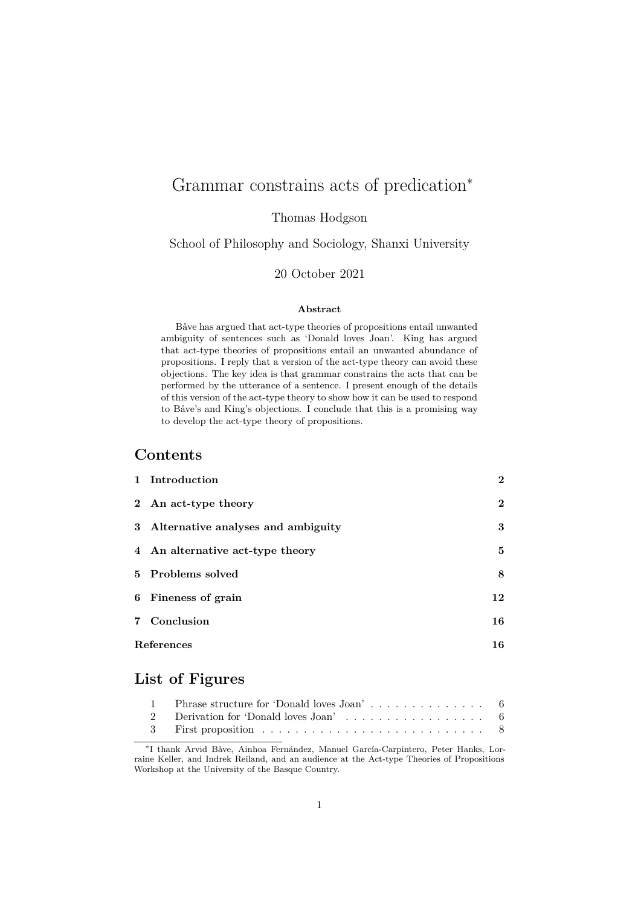# Grammar constrains acts of predication[*]

Thomas Hodgson

School of Philosophy and Sociology, Shanxi University

20 October 2021

### Abstract

Båve has argued that act-type theories of propositions entail unwanted ambiguity of sentences such as 'Donald loves Joan'. King has argued that act-type theories of propositions entail an unwanted abundance of propositions. I reply that a version of the act-type theory can avoid these objections. The key idea is that grammar constrains the acts that can be performed by the utterance of a sentence. I present enough of the details of this version of the act-type theory to show how it can be used to respond to Båve's and King's objections. I conclude that this is a promising way to develop the act-type theory of propositions.

## Contents

| | | |
|---|---|---|
| 1 | **Introduction** | **2** |
| 2 | **An act-type theory** | **2** |
| 3 | **Alternative analyses and ambiguity** | **3** |
| 4 | **An alternative act-type theory** | **5** |
| 5 | **Problems solved** | **8** |
| 6 | **Fineness of grain** | **12** |
| 7 | **Conclusion** | **16** |
| | **References** | **16** |

## List of Figures

| | | |
|---|---|---|
| 1 | Phrase structure for 'Donald loves Joan' | 6 |
| 2 | Derivation for 'Donald loves Joan' | 6 |
| 3 | First proposition | 8 |

[*]I thank Arvid Båve, Ainhoa Fernández, Manuel García-Carpintero, Peter Hanks, Lorraine Keller, and Indrek Reiland, and an audience at the Act-type Theories of Propositions Workshop at the University of the Basque Country.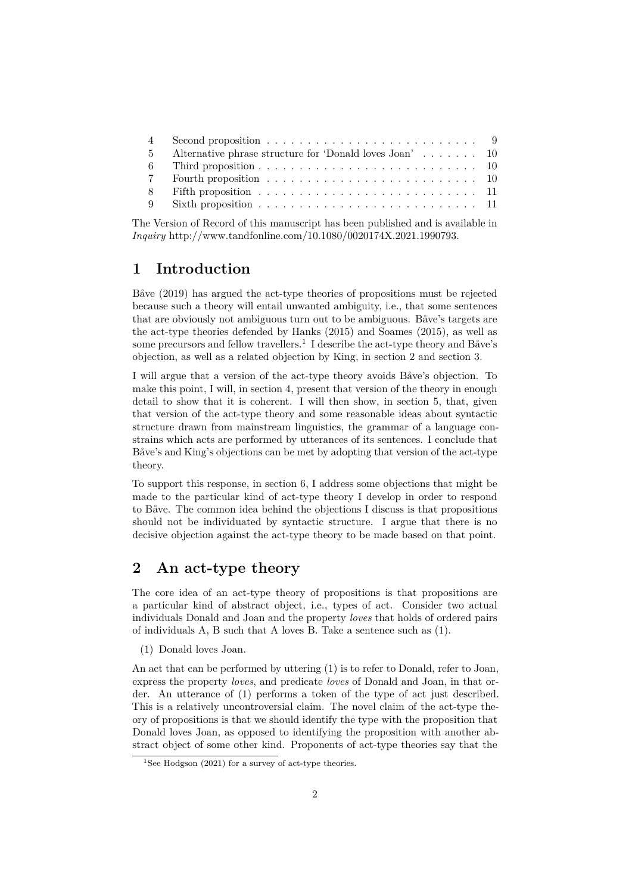| | | |
|---|---|---|
| 4 | Second proposition | 9 |
| 5 | Alternative phrase structure for 'Donald loves Joan' | 10 |
| 6 | Third proposition | 10 |
| 7 | Fourth proposition | 10 |
| 8 | Fifth proposition | 11 |
| 9 | Sixth proposition | 11 |

The Version of Record of this manuscript has been published and is available in *Inquiry* http://www.tandfonline.com/10.1080/0020174X.2021.1990793.

## 1 Introduction

Båve (2019) has argued the act-type theories of propositions must be rejected because such a theory will entail unwanted ambiguity, i.e., that some sentences that are obviously not ambiguous turn out to be ambiguous. Båve's targets are the act-type theories defended by Hanks (2015) and Soames (2015), as well as some precursors and fellow travellers.[1] I describe the act-type theory and Båve's objection, as well as a related objection by King, in section 2 and section 3.

I will argue that a version of the act-type theory avoids Båve's objection. To make this point, I will, in section 4, present that version of the theory in enough detail to show that it is coherent. I will then show, in section 5, that, given that version of the act-type theory and some reasonable ideas about syntactic structure drawn from mainstream linguistics, the grammar of a language constrains which acts are performed by utterances of its sentences. I conclude that Båve's and King's objections can be met by adopting that version of the act-type theory.

To support this response, in section 6, I address some objections that might be made to the particular kind of act-type theory I develop in order to respond to Båve. The common idea behind the objections I discuss is that propositions should not be individuated by syntactic structure. I argue that there is no decisive objection against the act-type theory to be made based on that point.

## 2 An act-type theory

The core idea of an act-type theory of propositions is that propositions are a particular kind of abstract object, i.e., types of act. Consider two actual individuals Donald and Joan and the property *loves* that holds of ordered pairs of individuals A, B such that A loves B. Take a sentence such as (1).

(1) Donald loves Joan.

An act that can be performed by uttering (1) is to refer to Donald, refer to Joan, express the property *loves*, and predicate *loves* of Donald and Joan, in that order. An utterance of (1) performs a token of the type of act just described. This is a relatively uncontroversial claim. The novel claim of the act-type theory of propositions is that we should identify the type with the proposition that Donald loves Joan, as opposed to identifying the proposition with another abstract object of some other kind. Proponents of act-type theories say that the

[1] See Hodgson (2021) for a survey of act-type theories.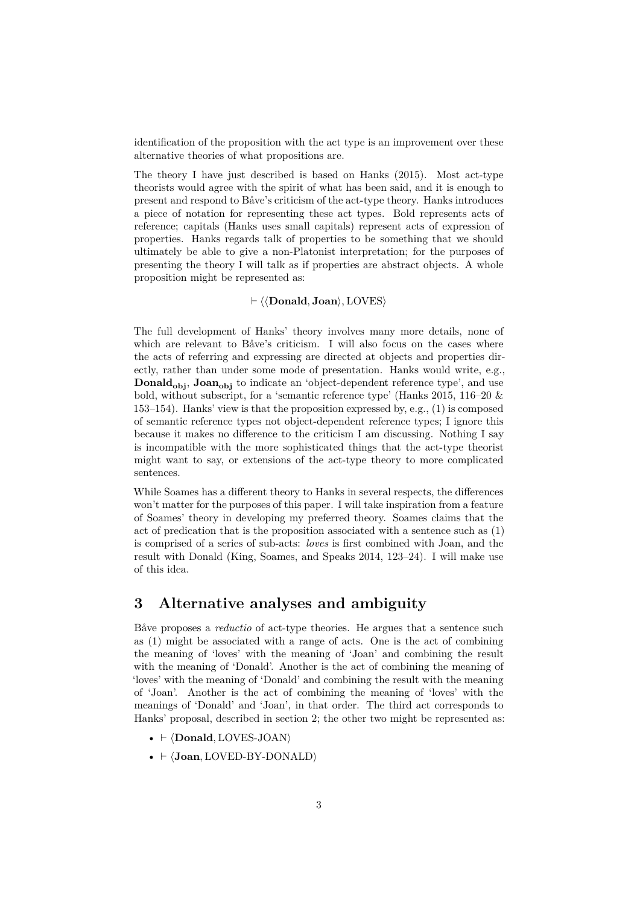identification of the proposition with the act type is an improvement over these alternative theories of what propositions are.

The theory I have just described is based on Hanks (2015). Most act-type theorists would agree with the spirit of what has been said, and it is enough to present and respond to Båve's criticism of the act-type theory. Hanks introduces a piece of notation for representing these act types. Bold represents acts of reference; capitals (Hanks uses small capitals) represent acts of expression of properties. Hanks regards talk of properties to be something that we should ultimately be able to give a non-Platonist interpretation; for the purposes of presenting the theory I will talk as if properties are abstract objects. A whole proposition might be represented as:

$$\vdash \langle\langle \textbf{Donald}, \textbf{Joan}\rangle, \text{LOVES}\rangle$$

The full development of Hanks' theory involves many more details, none of which are relevant to Båve's criticism. I will also focus on the cases where the acts of referring and expressing are directed at objects and properties directly, rather than under some mode of presentation. Hanks would write, e.g., $\textbf{Donald}_{\textbf{obj}}$, $\textbf{Joan}_{\textbf{obj}}$ to indicate an 'object-dependent reference type', and use bold, without subscript, for a 'semantic reference type' (Hanks 2015, 116–20 & 153–154). Hanks' view is that the proposition expressed by, e.g., (1) is composed of semantic reference types not object-dependent reference types; I ignore this because it makes no difference to the criticism I am discussing. Nothing I say is incompatible with the more sophisticated things that the act-type theorist might want to say, or extensions of the act-type theory to more complicated sentences.

While Soames has a different theory to Hanks in several respects, the differences won't matter for the purposes of this paper. I will take inspiration from a feature of Soames' theory in developing my preferred theory. Soames claims that the act of predication that is the proposition associated with a sentence such as (1) is comprised of a series of sub-acts: *loves* is first combined with Joan, and the result with Donald (King, Soames, and Speaks 2014, 123–24). I will make use of this idea.

# 3 Alternative analyses and ambiguity

Båve proposes a *reductio* of act-type theories. He argues that a sentence such as (1) might be associated with a range of acts. One is the act of combining the meaning of 'loves' with the meaning of 'Joan' and combining the result with the meaning of 'Donald'. Another is the act of combining the meaning of 'loves' with the meaning of 'Donald' and combining the result with the meaning of 'Joan'. Another is the act of combining the meaning of 'loves' with the meanings of 'Donald' and 'Joan', in that order. The third act corresponds to Hanks' proposal, described in section 2; the other two might be represented as:

- $\vdash \langle \textbf{Donald}, \text{LOVES-JOAN}\rangle$
- $\vdash \langle \textbf{Joan}, \text{LOVED-BY-DONALD}\rangle$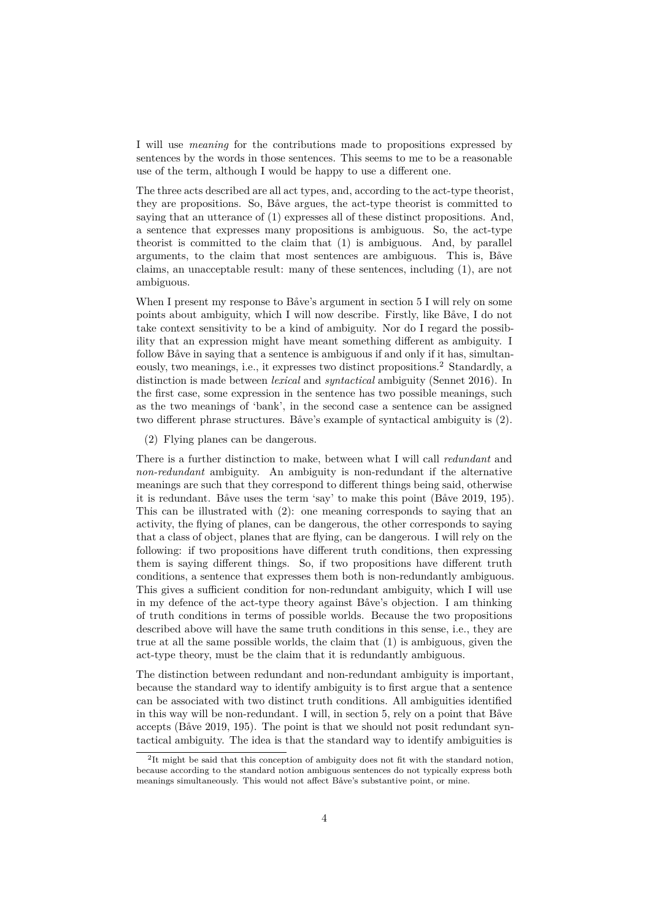I will use *meaning* for the contributions made to propositions expressed by sentences by the words in those sentences. This seems to me to be a reasonable use of the term, although I would be happy to use a different one.

The three acts described are all act types, and, according to the act-type theorist, they are propositions. So, Båve argues, the act-type theorist is committed to saying that an utterance of (1) expresses all of these distinct propositions. And, a sentence that expresses many propositions is ambiguous. So, the act-type theorist is committed to the claim that (1) is ambiguous. And, by parallel arguments, to the claim that most sentences are ambiguous. This is, Båve claims, an unacceptable result: many of these sentences, including (1), are not ambiguous.

When I present my response to Båve's argument in section 5 I will rely on some points about ambiguity, which I will now describe. Firstly, like Båve, I do not take context sensitivity to be a kind of ambiguity. Nor do I regard the possibility that an expression might have meant something different as ambiguity. I follow Båve in saying that a sentence is ambiguous if and only if it has, simultaneously, two meanings, i.e., it expresses two distinct propositions.[2] Standardly, a distinction is made between *lexical* and *syntactical* ambiguity (Sennet 2016). In the first case, some expression in the sentence has two possible meanings, such as the two meanings of 'bank', in the second case a sentence can be assigned two different phrase structures. Båve's example of syntactical ambiguity is (2).

(2) Flying planes can be dangerous.

There is a further distinction to make, between what I will call *redundant* and *non-redundant* ambiguity. An ambiguity is non-redundant if the alternative meanings are such that they correspond to different things being said, otherwise it is redundant. Båve uses the term 'say' to make this point (Båve 2019, 195). This can be illustrated with (2): one meaning corresponds to saying that an activity, the flying of planes, can be dangerous, the other corresponds to saying that a class of object, planes that are flying, can be dangerous. I will rely on the following: if two propositions have different truth conditions, then expressing them is saying different things. So, if two propositions have different truth conditions, a sentence that expresses them both is non-redundantly ambiguous. This gives a sufficient condition for non-redundant ambiguity, which I will use in my defence of the act-type theory against Båve's objection. I am thinking of truth conditions in terms of possible worlds. Because the two propositions described above will have the same truth conditions in this sense, i.e., they are true at all the same possible worlds, the claim that (1) is ambiguous, given the act-type theory, must be the claim that it is redundantly ambiguous.

The distinction between redundant and non-redundant ambiguity is important, because the standard way to identify ambiguity is to first argue that a sentence can be associated with two distinct truth conditions. All ambiguities identified in this way will be non-redundant. I will, in section 5, rely on a point that Båve accepts (Båve 2019, 195). The point is that we should not posit redundant syntactical ambiguity. The idea is that the standard way to identify ambiguities is

[2] It might be said that this conception of ambiguity does not fit with the standard notion, because according to the standard notion ambiguous sentences do not typically express both meanings simultaneously. This would not affect Båve's substantive point, or mine.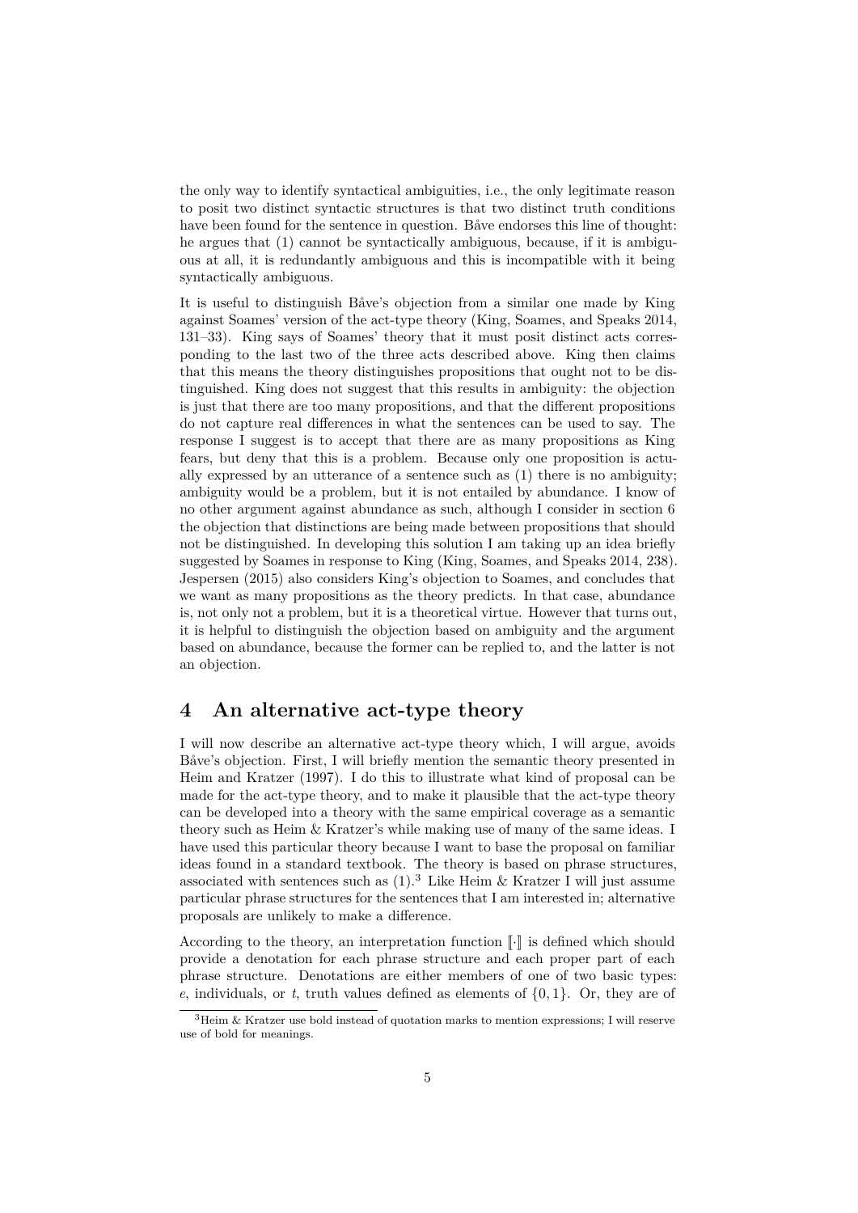the only way to identify syntactical ambiguities, i.e., the only legitimate reason to posit two distinct syntactic structures is that two distinct truth conditions have been found for the sentence in question. Båve endorses this line of thought: he argues that (1) cannot be syntactically ambiguous, because, if it is ambiguous at all, it is redundantly ambiguous and this is incompatible with it being syntactically ambiguous.

It is useful to distinguish Båve's objection from a similar one made by King against Soames' version of the act-type theory (King, Soames, and Speaks 2014, 131–33). King says of Soames' theory that it must posit distinct acts corresponding to the last two of the three acts described above. King then claims that this means the theory distinguishes propositions that ought not to be distinguished. King does not suggest that this results in ambiguity: the objection is just that there are too many propositions, and that the different propositions do not capture real differences in what the sentences can be used to say. The response I suggest is to accept that there are as many propositions as King fears, but deny that this is a problem. Because only one proposition is actually expressed by an utterance of a sentence such as (1) there is no ambiguity; ambiguity would be a problem, but it is not entailed by abundance. I know of no other argument against abundance as such, although I consider in section 6 the objection that distinctions are being made between propositions that should not be distinguished. In developing this solution I am taking up an idea briefly suggested by Soames in response to King (King, Soames, and Speaks 2014, 238). Jespersen (2015) also considers King's objection to Soames, and concludes that we want as many propositions as the theory predicts. In that case, abundance is, not only not a problem, but it is a theoretical virtue. However that turns out, it is helpful to distinguish the objection based on ambiguity and the argument based on abundance, because the former can be replied to, and the latter is not an objection.

## 4 An alternative act-type theory

I will now describe an alternative act-type theory which, I will argue, avoids Båve's objection. First, I will briefly mention the semantic theory presented in Heim and Kratzer (1997). I do this to illustrate what kind of proposal can be made for the act-type theory, and to make it plausible that the act-type theory can be developed into a theory with the same empirical coverage as a semantic theory such as Heim & Kratzer's while making use of many of the same ideas. I have used this particular theory because I want to base the proposal on familiar ideas found in a standard textbook. The theory is based on phrase structures, associated with sentences such as (1).[3] Like Heim & Kratzer I will just assume particular phrase structures for the sentences that I am interested in; alternative proposals are unlikely to make a difference.

According to the theory, an interpretation function $[\![\cdot]\!]$ is defined which should provide a denotation for each phrase structure and each proper part of each phrase structure. Denotations are either members of one of two basic types: $e$, individuals, or $t$, truth values defined as elements of $\{0, 1\}$. Or, they are of

[3] Heim & Kratzer use bold instead of quotation marks to mention expressions; I will reserve use of bold for meanings.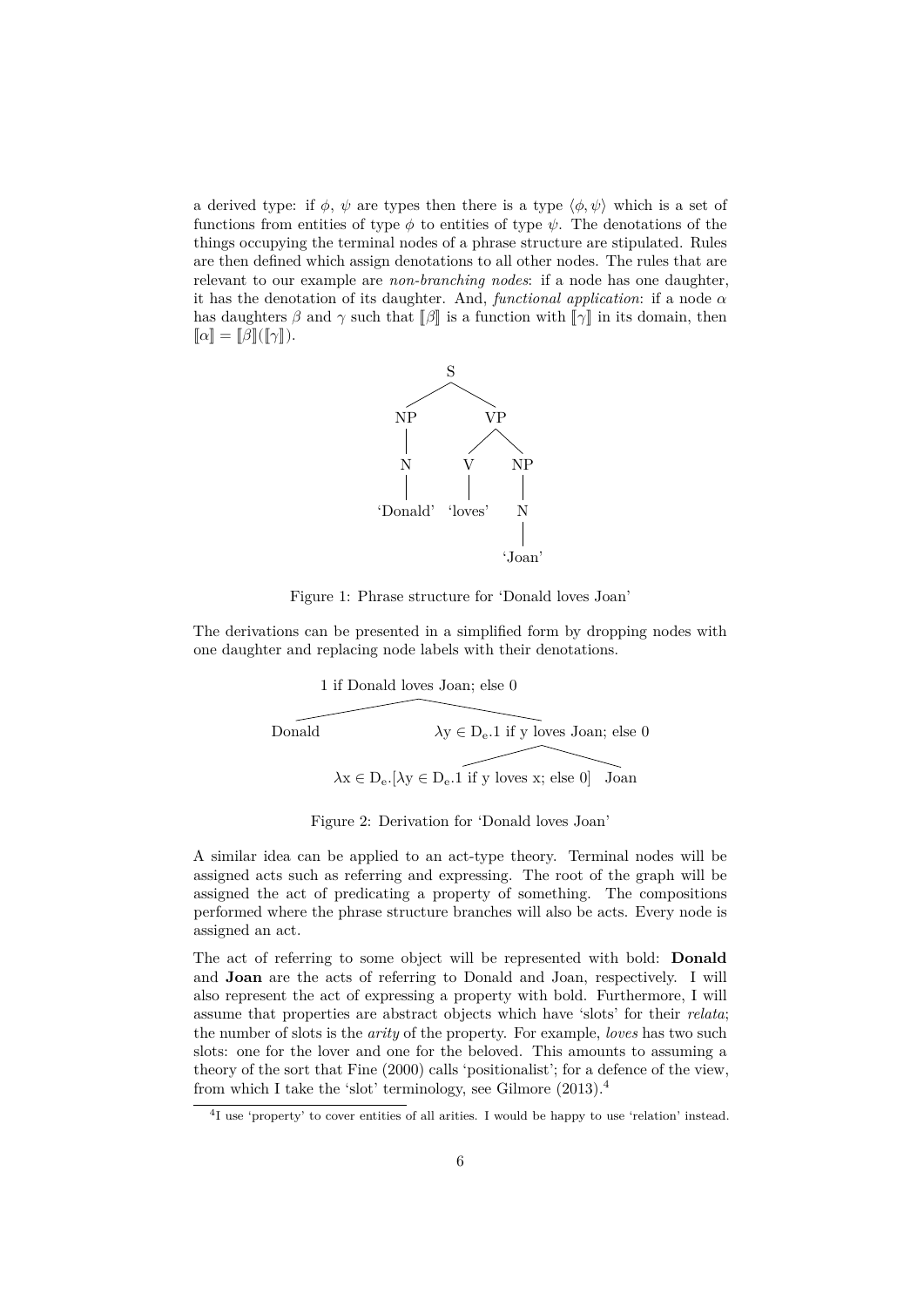a derived type: if $\phi$, $\psi$ are types then there is a type $\langle \phi, \psi \rangle$ which is a set of functions from entities of type $\phi$ to entities of type $\psi$. The denotations of the things occupying the terminal nodes of a phrase structure are stipulated. Rules are then defined which assign denotations to all other nodes. The rules that are relevant to our example are *non-branching nodes*: if a node has one daughter, it has the denotation of its daughter. And, *functional application*: if a node $\alpha$ has daughters $\beta$ and $\gamma$ such that $[\![\beta]\!]$ is a function with $[\![\gamma]\!]$ in its domain, then $[\![\alpha]\!] = [\![\beta]\!]([\![\gamma]\!])$.

```
              S
           /     \
         NP       VP
         |       /   \
         N      V     NP
         |      |      |
    'Donald' 'loves'   N
                       |
                    'Joan'
```

Figure 1: Phrase structure for 'Donald loves Joan'

The derivations can be presented in a simplified form by dropping nodes with one daughter and replacing node labels with their denotations.

```
                1 if Donald loves Joan; else 0
               /                               \
         Donald              λy ∈ De.1 if y loves Joan; else 0
                            /                                   \
        λx ∈ De.[λy ∈ De.1 if y loves x; else 0]               Joan
```

Figure 2: Derivation for 'Donald loves Joan'

A similar idea can be applied to an act-type theory. Terminal nodes will be assigned acts such as referring and expressing. The root of the graph will be assigned the act of predicating a property of something. The compositions performed where the phrase structure branches will also be acts. Every node is assigned an act.

The act of referring to some object will be represented with bold: **Donald** and **Joan** are the acts of referring to Donald and Joan, respectively. I will also represent the act of expressing a property with bold. Furthermore, I will assume that properties are abstract objects which have 'slots' for their *relata*; the number of slots is the *arity* of the property. For example, *loves* has two such slots: one for the lover and one for the beloved. This amounts to assuming a theory of the sort that Fine (2000) calls 'positionalist'; for a defence of the view, from which I take the 'slot' terminology, see Gilmore (2013).[4]

[4] I use 'property' to cover entities of all arities. I would be happy to use 'relation' instead.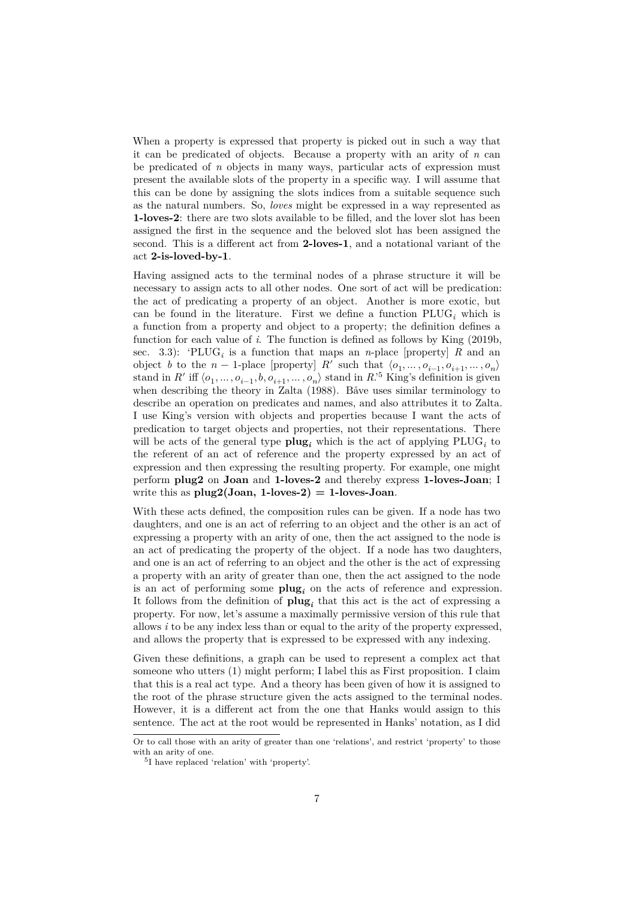When a property is expressed that property is picked out in such a way that it can be predicated of objects. Because a property with an arity of $n$ can be predicated of $n$ objects in many ways, particular acts of expression must present the available slots of the property in a specific way. I will assume that this can be done by assigning the slots indices from a suitable sequence such as the natural numbers. So, *loves* might be expressed in a way represented as **1-loves-2**: there are two slots available to be filled, and the lover slot has been assigned the first in the sequence and the beloved slot has been assigned the second. This is a different act from **2-loves-1**, and a notational variant of the act **2-is-loved-by-1**.

Having assigned acts to the terminal nodes of a phrase structure it will be necessary to assign acts to all other nodes. One sort of act will be predication: the act of predicating a property of an object. Another is more exotic, but can be found in the literature. First we define a function $\text{PLUG}_i$ which is a function from a property and object to a property; the definition defines a function for each value of $i$. The function is defined as follows by King (2019b, sec. 3.3): '$\text{PLUG}_i$ is a function that maps an $n$-place [property] $R$ and an object $b$ to the $n-1$-place [property] $R'$ such that $\langle o_1, \ldots, o_{i-1}, o_{i+1}, \ldots, o_n \rangle$ stand in $R'$ iff $\langle o_1, \ldots, o_{i-1}, b, o_{i+1}, \ldots, o_n \rangle$ stand in $R$.'[5] King's definition is given when describing the theory in Zalta (1988). Båve uses similar terminology to describe an operation on predicates and names, and also attributes it to Zalta. I use King's version with objects and properties because I want the acts of predication to target objects and properties, not their representations. There will be acts of the general type $\mathbf{plug}_i$ which is the act of applying $\text{PLUG}_i$ to the referent of an act of reference and the property expressed by an act of expression and then expressing the resulting property. For example, one might perform **plug2** on **Joan** and **1-loves-2** and thereby express **1-loves-Joan**; I write this as **plug2(Joan, 1-loves-2) = 1-loves-Joan**.

With these acts defined, the composition rules can be given. If a node has two daughters, and one is an act of referring to an object and the other is an act of expressing a property with an arity of one, then the act assigned to the node is an act of predicating the property of the object. If a node has two daughters, and one is an act of referring to an object and the other is the act of expressing a property with an arity of greater than one, then the act assigned to the node is an act of performing some $\mathbf{plug}_i$ on the acts of reference and expression. It follows from the definition of $\mathbf{plug}_i$ that this act is the act of expressing a property. For now, let's assume a maximally permissive version of this rule that allows $i$ to be any index less than or equal to the arity of the property expressed, and allows the property that is expressed to be expressed with any indexing.

Given these definitions, a graph can be used to represent a complex act that someone who utters (1) might perform; I label this as First proposition. I claim that this is a real act type. And a theory has been given of how it is assigned to the root of the phrase structure given the acts assigned to the terminal nodes. However, it is a different act from the one that Hanks would assign to this sentence. The act at the root would be represented in Hanks' notation, as I did

---

Or to call those with an arity of greater than one 'relations', and restrict 'property' to those with an arity of one.

[5] I have replaced 'relation' with 'property'.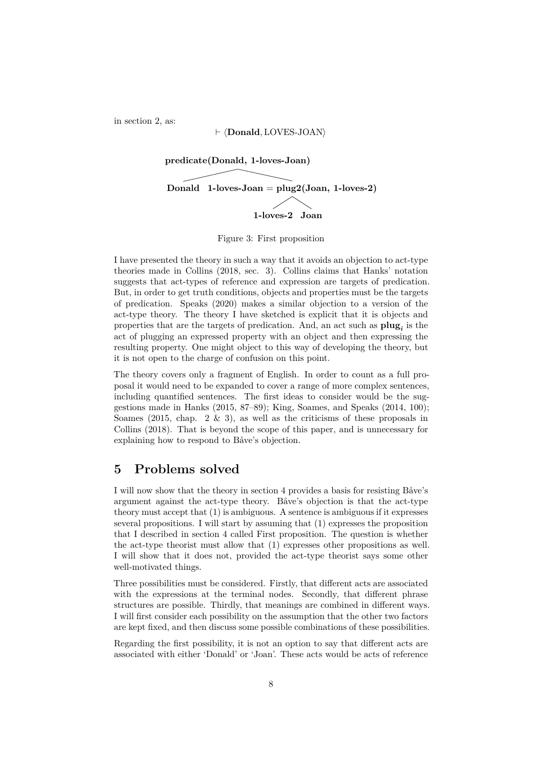in section 2, as:

$$\vdash \langle \textbf{Donald}, \text{LOVES-JOAN} \rangle$$

```
        predicate(Donald, 1-loves-Joan)
              /                    \
        Donald    1-loves-Joan = plug2(Joan, 1-loves-2)
                                      /          \
                                1-loves-2      Joan
```

Figure 3: First proposition

I have presented the theory in such a way that it avoids an objection to act-type theories made in Collins (2018, sec. 3). Collins claims that Hanks' notation suggests that act-types of reference and expression are targets of predication. But, in order to get truth conditions, objects and properties must be the targets of predication. Speaks (2020) makes a similar objection to a version of the act-type theory. The theory I have sketched is explicit that it is objects and properties that are the targets of predication. And, an act such as $\textbf{plug}_i$ is the act of plugging an expressed property with an object and then expressing the resulting property. One might object to this way of developing the theory, but it is not open to the charge of confusion on this point.

The theory covers only a fragment of English. In order to count as a full proposal it would need to be expanded to cover a range of more complex sentences, including quantified sentences. The first ideas to consider would be the suggestions made in Hanks (2015, 87–89); King, Soames, and Speaks (2014, 100); Soames (2015, chap. 2 & 3), as well as the criticisms of these proposals in Collins (2018). That is beyond the scope of this paper, and is unnecessary for explaining how to respond to Båve's objection.

## 5 Problems solved

I will now show that the theory in section 4 provides a basis for resisting Båve's argument against the act-type theory. Båve's objection is that the act-type theory must accept that (1) is ambiguous. A sentence is ambiguous if it expresses several propositions. I will start by assuming that (1) expresses the proposition that I described in section 4 called First proposition. The question is whether the act-type theorist must allow that (1) expresses other propositions as well. I will show that it does not, provided the act-type theorist says some other well-motivated things.

Three possibilities must be considered. Firstly, that different acts are associated with the expressions at the terminal nodes. Secondly, that different phrase structures are possible. Thirdly, that meanings are combined in different ways. I will first consider each possibility on the assumption that the other two factors are kept fixed, and then discuss some possible combinations of these possibilities.

Regarding the first possibility, it is not an option to say that different acts are associated with either 'Donald' or 'Joan'. These acts would be acts of reference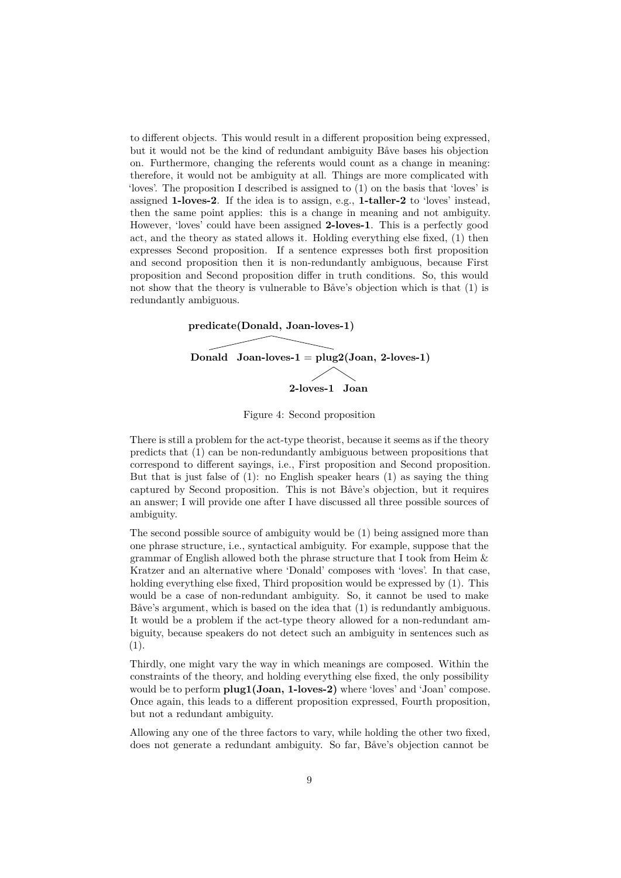to different objects. This would result in a different proposition being expressed, but it would not be the kind of redundant ambiguity Båve bases his objection on. Furthermore, changing the referents would count as a change in meaning: therefore, it would not be ambiguity at all. Things are more complicated with 'loves'. The proposition I described is assigned to (1) on the basis that 'loves' is assigned **1-loves-2**. If the idea is to assign, e.g., **1-taller-2** to 'loves' instead, then the same point applies: this is a change in meaning and not ambiguity. However, 'loves' could have been assigned **2-loves-1**. This is a perfectly good act, and the theory as stated allows it. Holding everything else fixed, (1) then expresses Second proposition. If a sentence expresses both first proposition and second proposition then it is non-redundantly ambiguous, because First proposition and Second proposition differ in truth conditions. So, this would not show that the theory is vulnerable to Båve's objection which is that (1) is redundantly ambiguous.

```
predicate(Donald, Joan-loves-1)
        /                \
   Donald     Joan-loves-1 = plug2(Joan, 2-loves-1)
                                  /        \
                            2-loves-1     Joan
```

Figure 4: Second proposition

There is still a problem for the act-type theorist, because it seems as if the theory predicts that (1) can be non-redundantly ambiguous between propositions that correspond to different sayings, i.e., First proposition and Second proposition. But that is just false of (1): no English speaker hears (1) as saying the thing captured by Second proposition. This is not Båve's objection, but it requires an answer; I will provide one after I have discussed all three possible sources of ambiguity.

The second possible source of ambiguity would be (1) being assigned more than one phrase structure, i.e., syntactical ambiguity. For example, suppose that the grammar of English allowed both the phrase structure that I took from Heim & Kratzer and an alternative where 'Donald' composes with 'loves'. In that case, holding everything else fixed, Third proposition would be expressed by (1). This would be a case of non-redundant ambiguity. So, it cannot be used to make Båve's argument, which is based on the idea that (1) is redundantly ambiguous. It would be a problem if the act-type theory allowed for a non-redundant ambiguity, because speakers do not detect such an ambiguity in sentences such as (1).

Thirdly, one might vary the way in which meanings are composed. Within the constraints of the theory, and holding everything else fixed, the only possibility would be to perform **plug1(Joan, 1-loves-2)** where 'loves' and 'Joan' compose. Once again, this leads to a different proposition expressed, Fourth proposition, but not a redundant ambiguity.

Allowing any one of the three factors to vary, while holding the other two fixed, does not generate a redundant ambiguity. So far, Båve's objection cannot be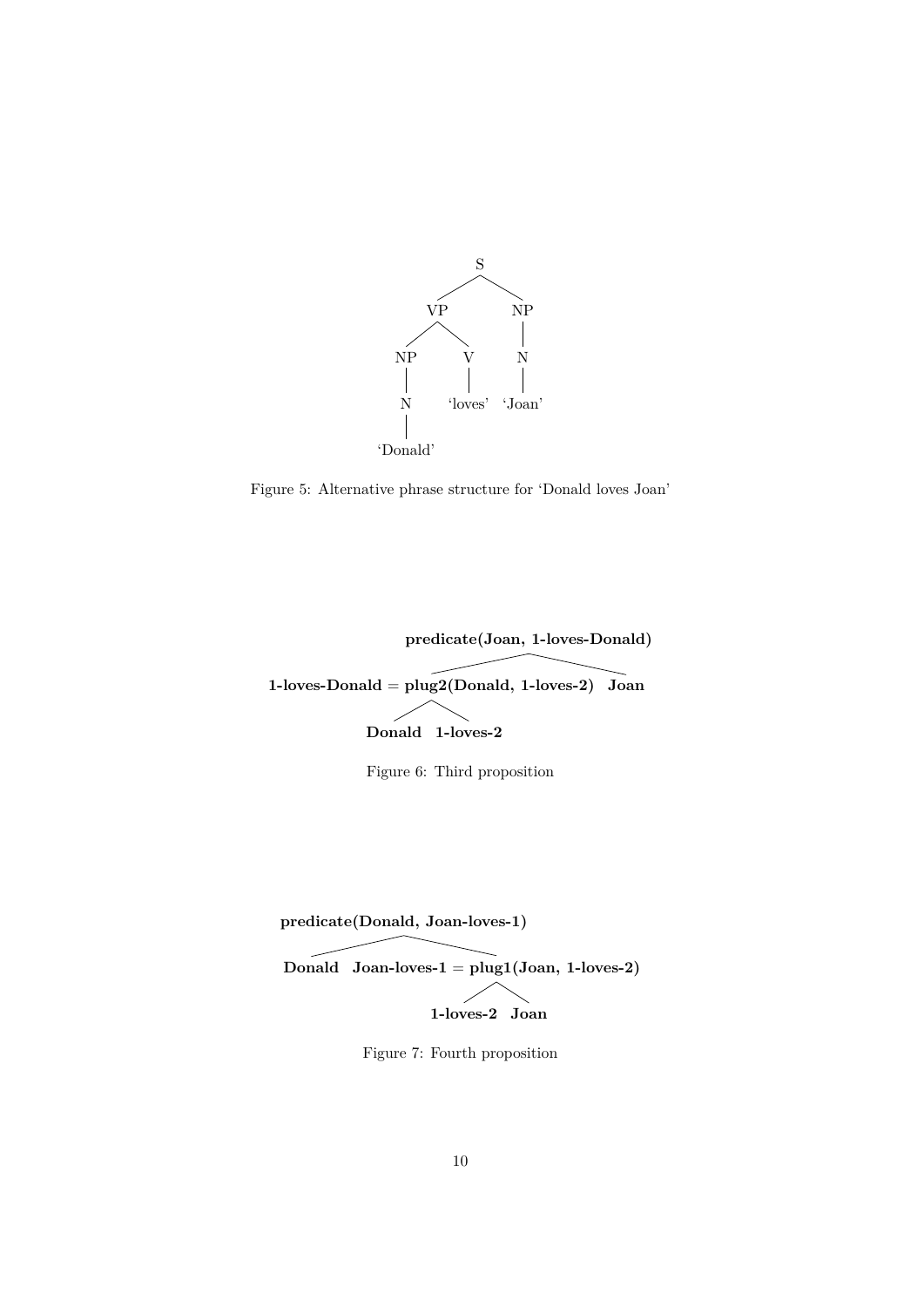```
            S
          /   \
        VP     NP
       /  \     |
     NP    V    N
     |     |    |
     N  'loves' 'Joan'
     |
 'Donald'
```

Figure 5: Alternative phrase structure for 'Donald loves Joan'

```
                         predicate(Joan, 1-loves-Donald)
                        /                               \
1-loves-Donald = plug2(Donald, 1-loves-2)              Joan
                  /          \
             Donald        1-loves-2
```

Figure 6: Third proposition

```
        predicate(Donald, Joan-loves-1)
       /                               \
  Donald              Joan-loves-1 = plug1(Joan, 1-loves-2)
                                        /          \
                                   1-loves-2       Joan
```

Figure 7: Fourth proposition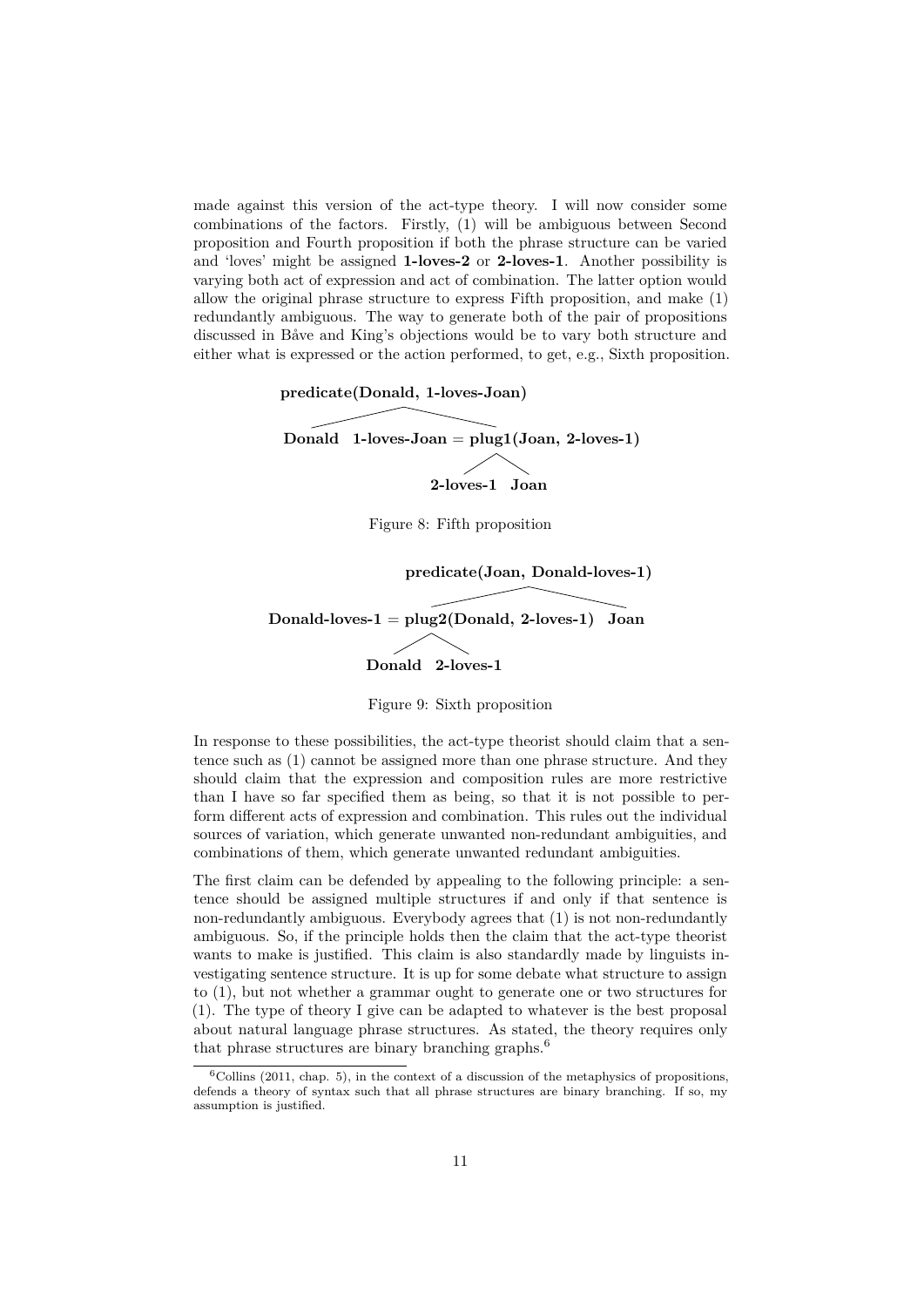made against this version of the act-type theory. I will now consider some combinations of the factors. Firstly, (1) will be ambiguous between Second proposition and Fourth proposition if both the phrase structure can be varied and 'loves' might be assigned **1-loves-2** or **2-loves-1**. Another possibility is varying both act of expression and act of combination. The latter option would allow the original phrase structure to express Fifth proposition, and make (1) redundantly ambiguous. The way to generate both of the pair of propositions discussed in Båve and King's objections would be to vary both structure and either what is expressed or the action performed, to get, e.g., Sixth proposition.

```
predicate(Donald, 1-loves-Joan)
├── Donald
└── 1-loves-Joan = plug1(Joan, 2-loves-1)
    ├── 2-loves-1
    └── Joan
```

Figure 8: Fifth proposition

```
predicate(Joan, Donald-loves-1)
├── Donald-loves-1 = plug2(Donald, 2-loves-1)
│   ├── Donald
│   └── 2-loves-1
└── Joan
```

Figure 9: Sixth proposition

In response to these possibilities, the act-type theorist should claim that a sentence such as (1) cannot be assigned more than one phrase structure. And they should claim that the expression and composition rules are more restrictive than I have so far specified them as being, so that it is not possible to perform different acts of expression and combination. This rules out the individual sources of variation, which generate unwanted non-redundant ambiguities, and combinations of them, which generate unwanted redundant ambiguities.

The first claim can be defended by appealing to the following principle: a sentence should be assigned multiple structures if and only if that sentence is non-redundantly ambiguous. Everybody agrees that (1) is not non-redundantly ambiguous. So, if the principle holds then the claim that the act-type theorist wants to make is justified. This claim is also standardly made by linguists investigating sentence structure. It is up for some debate what structure to assign to (1), but not whether a grammar ought to generate one or two structures for (1). The type of theory I give can be adapted to whatever is the best proposal about natural language phrase structures. As stated, the theory requires only that phrase structures are binary branching graphs.[6]

[6] Collins (2011, chap. 5), in the context of a discussion of the metaphysics of propositions, defends a theory of syntax such that all phrase structures are binary branching. If so, my assumption is justified.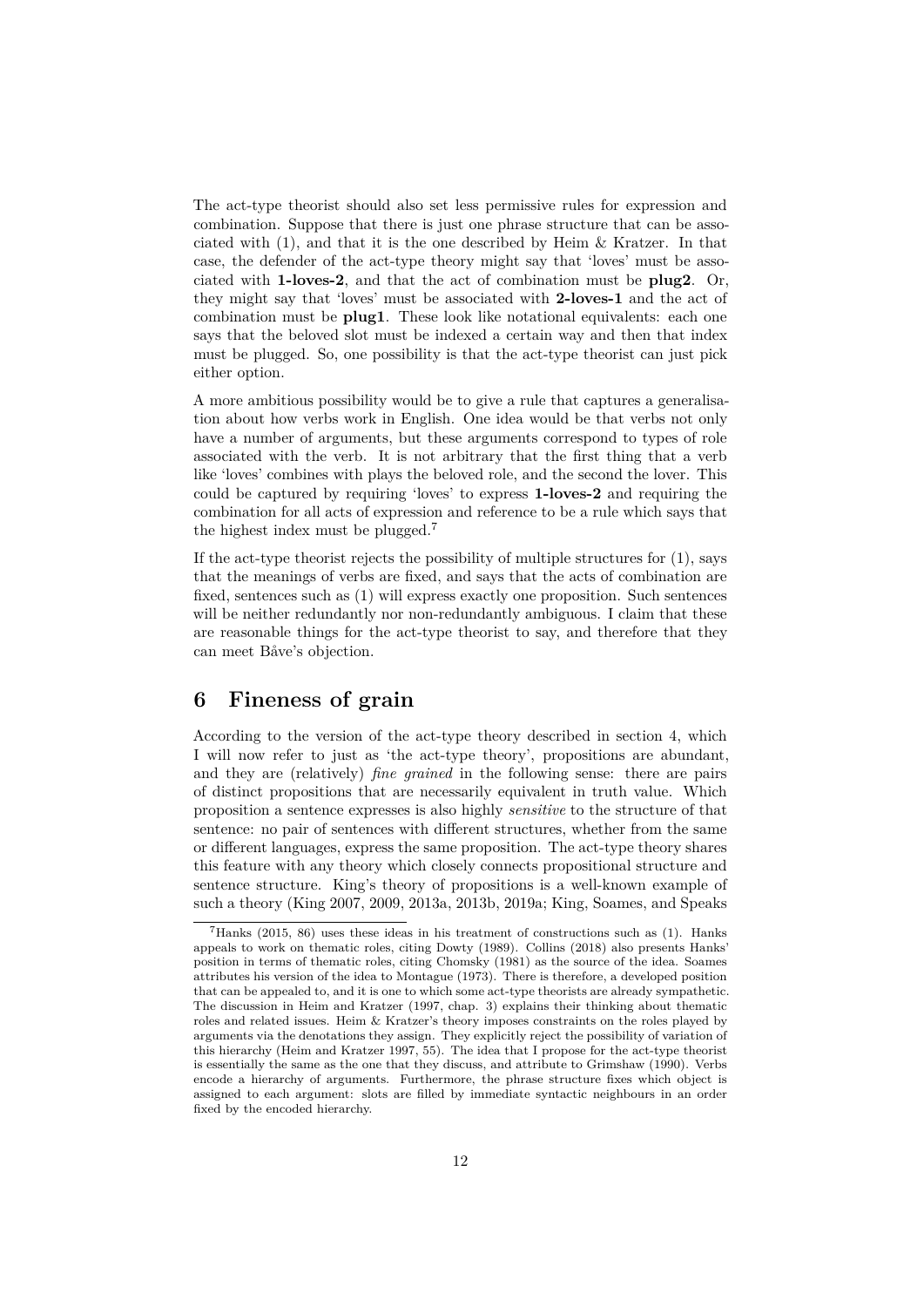The act-type theorist should also set less permissive rules for expression and combination. Suppose that there is just one phrase structure that can be associated with (1), and that it is the one described by Heim & Kratzer. In that case, the defender of the act-type theory might say that 'loves' must be associated with **1-loves-2**, and that the act of combination must be **plug2**. Or, they might say that 'loves' must be associated with **2-loves-1** and the act of combination must be **plug1**. These look like notational equivalents: each one says that the beloved slot must be indexed a certain way and then that index must be plugged. So, one possibility is that the act-type theorist can just pick either option.

A more ambitious possibility would be to give a rule that captures a generalisation about how verbs work in English. One idea would be that verbs not only have a number of arguments, but these arguments correspond to types of role associated with the verb. It is not arbitrary that the first thing that a verb like 'loves' combines with plays the beloved role, and the second the lover. This could be captured by requiring 'loves' to express **1-loves-2** and requiring the combination for all acts of expression and reference to be a rule which says that the highest index must be plugged.[7]

If the act-type theorist rejects the possibility of multiple structures for (1), says that the meanings of verbs are fixed, and says that the acts of combination are fixed, sentences such as (1) will express exactly one proposition. Such sentences will be neither redundantly nor non-redundantly ambiguous. I claim that these are reasonable things for the act-type theorist to say, and therefore that they can meet Båve's objection.

## 6 Fineness of grain

According to the version of the act-type theory described in section 4, which I will now refer to just as 'the act-type theory', propositions are abundant, and they are (relatively) *fine grained* in the following sense: there are pairs of distinct propositions that are necessarily equivalent in truth value. Which proposition a sentence expresses is also highly *sensitive* to the structure of that sentence: no pair of sentences with different structures, whether from the same or different languages, express the same proposition. The act-type theory shares this feature with any theory which closely connects propositional structure and sentence structure. King's theory of propositions is a well-known example of such a theory (King 2007, 2009, 2013a, 2013b, 2019a; King, Soames, and Speaks

[7] Hanks (2015, 86) uses these ideas in his treatment of constructions such as (1). Hanks appeals to work on thematic roles, citing Dowty (1989). Collins (2018) also presents Hanks' position in terms of thematic roles, citing Chomsky (1981) as the source of the idea. Soames attributes his version of the idea to Montague (1973). There is therefore, a developed position that can be appealed to, and it is one to which some act-type theorists are already sympathetic. The discussion in Heim and Kratzer (1997, chap. 3) explains their thinking about thematic roles and related issues. Heim & Kratzer's theory imposes constraints on the roles played by arguments via the denotations they assign. They explicitly reject the possibility of variation of this hierarchy (Heim and Kratzer 1997, 55). The idea that I propose for the act-type theorist is essentially the same as the one that they discuss, and attribute to Grimshaw (1990). Verbs encode a hierarchy of arguments. Furthermore, the phrase structure fixes which object is assigned to each argument: slots are filled by immediate syntactic neighbours in an order fixed by the encoded hierarchy.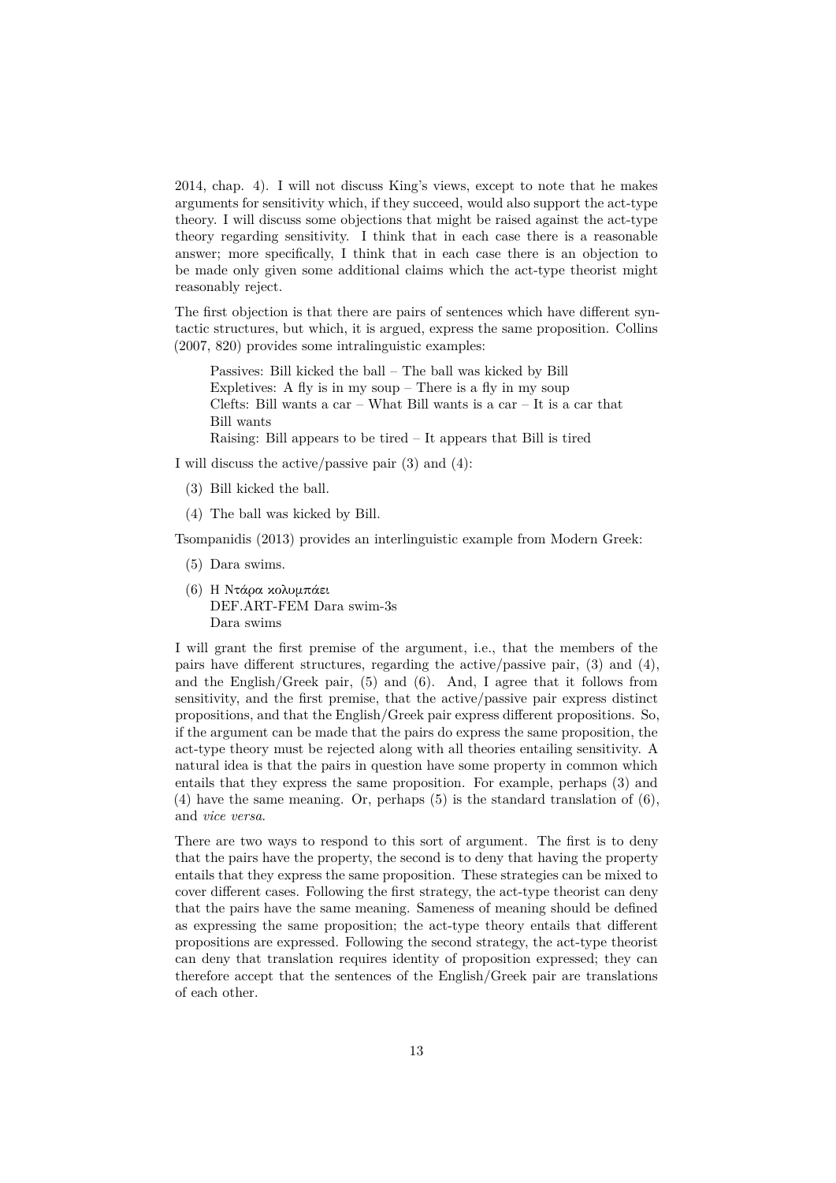2014, chap. 4). I will not discuss King's views, except to note that he makes arguments for sensitivity which, if they succeed, would also support the act-type theory. I will discuss some objections that might be raised against the act-type theory regarding sensitivity. I think that in each case there is a reasonable answer; more specifically, I think that in each case there is an objection to be made only given some additional claims which the act-type theorist might reasonably reject.

The first objection is that there are pairs of sentences which have different syntactic structures, but which, it is argued, express the same proposition. Collins (2007, 820) provides some intralinguistic examples:

> Passives: Bill kicked the ball – The ball was kicked by Bill
> Expletives: A fly is in my soup – There is a fly in my soup
> Clefts: Bill wants a car – What Bill wants is a car – It is a car that Bill wants
> Raising: Bill appears to be tired – It appears that Bill is tired

I will discuss the active/passive pair (3) and (4):

(3) Bill kicked the ball.

(4) The ball was kicked by Bill.

Tsompanidis (2013) provides an interlinguistic example from Modern Greek:

(5) Dara swims.

(6) Η Ντάρα κολυμπάει
DEF.ART-FEM Dara swim-3s
Dara swims

I will grant the first premise of the argument, i.e., that the members of the pairs have different structures, regarding the active/passive pair, (3) and (4), and the English/Greek pair, (5) and (6). And, I agree that it follows from sensitivity, and the first premise, that the active/passive pair express distinct propositions, and that the English/Greek pair express different propositions. So, if the argument can be made that the pairs do express the same proposition, the act-type theory must be rejected along with all theories entailing sensitivity. A natural idea is that the pairs in question have some property in common which entails that they express the same proposition. For example, perhaps (3) and (4) have the same meaning. Or, perhaps (5) is the standard translation of (6), and *vice versa*.

There are two ways to respond to this sort of argument. The first is to deny that the pairs have the property, the second is to deny that having the property entails that they express the same proposition. These strategies can be mixed to cover different cases. Following the first strategy, the act-type theorist can deny that the pairs have the same meaning. Sameness of meaning should be defined as expressing the same proposition; the act-type theory entails that different propositions are expressed. Following the second strategy, the act-type theorist can deny that translation requires identity of proposition expressed; they can therefore accept that the sentences of the English/Greek pair are translations of each other.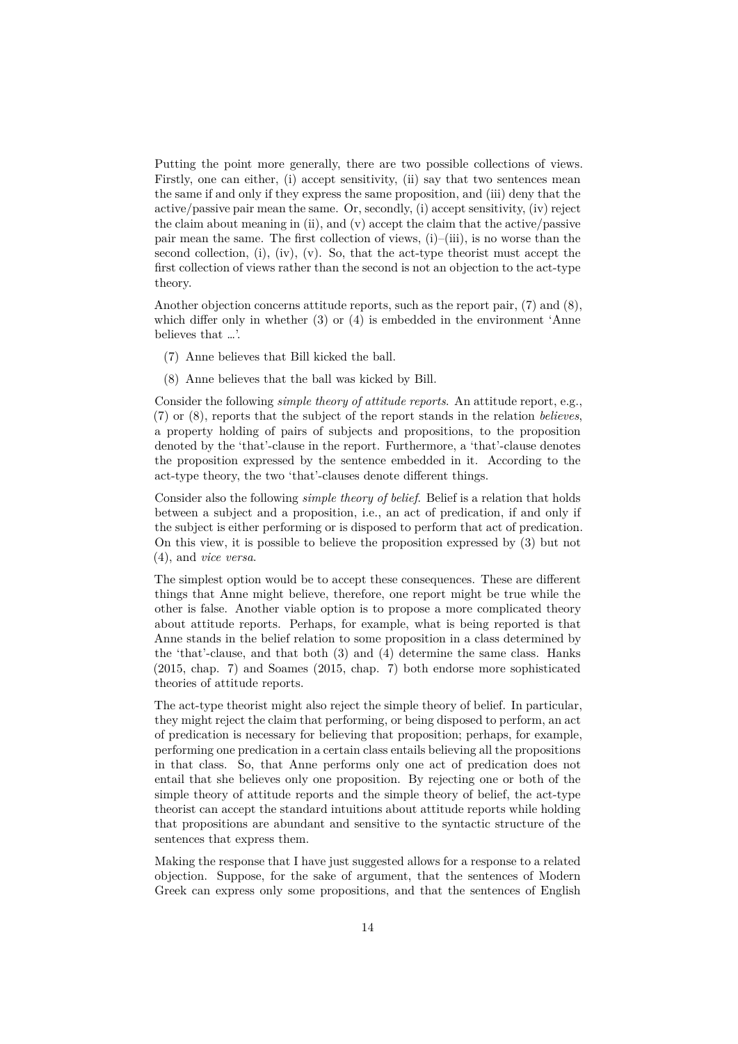Putting the point more generally, there are two possible collections of views. Firstly, one can either, (i) accept sensitivity, (ii) say that two sentences mean the same if and only if they express the same proposition, and (iii) deny that the active/passive pair mean the same. Or, secondly, (i) accept sensitivity, (iv) reject the claim about meaning in (ii), and (v) accept the claim that the active/passive pair mean the same. The first collection of views, (i)–(iii), is no worse than the second collection, (i), (iv), (v). So, that the act-type theorist must accept the first collection of views rather than the second is not an objection to the act-type theory.

Another objection concerns attitude reports, such as the report pair, (7) and (8), which differ only in whether (3) or (4) is embedded in the environment 'Anne believes that …'.

(7) Anne believes that Bill kicked the ball.

(8) Anne believes that the ball was kicked by Bill.

Consider the following *simple theory of attitude reports*. An attitude report, e.g., (7) or (8), reports that the subject of the report stands in the relation *believes*, a property holding of pairs of subjects and propositions, to the proposition denoted by the 'that'-clause in the report. Furthermore, a 'that'-clause denotes the proposition expressed by the sentence embedded in it. According to the act-type theory, the two 'that'-clauses denote different things.

Consider also the following *simple theory of belief*. Belief is a relation that holds between a subject and a proposition, i.e., an act of predication, if and only if the subject is either performing or is disposed to perform that act of predication. On this view, it is possible to believe the proposition expressed by (3) but not (4), and *vice versa*.

The simplest option would be to accept these consequences. These are different things that Anne might believe, therefore, one report might be true while the other is false. Another viable option is to propose a more complicated theory about attitude reports. Perhaps, for example, what is being reported is that Anne stands in the belief relation to some proposition in a class determined by the 'that'-clause, and that both (3) and (4) determine the same class. Hanks (2015, chap. 7) and Soames (2015, chap. 7) both endorse more sophisticated theories of attitude reports.

The act-type theorist might also reject the simple theory of belief. In particular, they might reject the claim that performing, or being disposed to perform, an act of predication is necessary for believing that proposition; perhaps, for example, performing one predication in a certain class entails believing all the propositions in that class. So, that Anne performs only one act of predication does not entail that she believes only one proposition. By rejecting one or both of the simple theory of attitude reports and the simple theory of belief, the act-type theorist can accept the standard intuitions about attitude reports while holding that propositions are abundant and sensitive to the syntactic structure of the sentences that express them.

Making the response that I have just suggested allows for a response to a related objection. Suppose, for the sake of argument, that the sentences of Modern Greek can express only some propositions, and that the sentences of English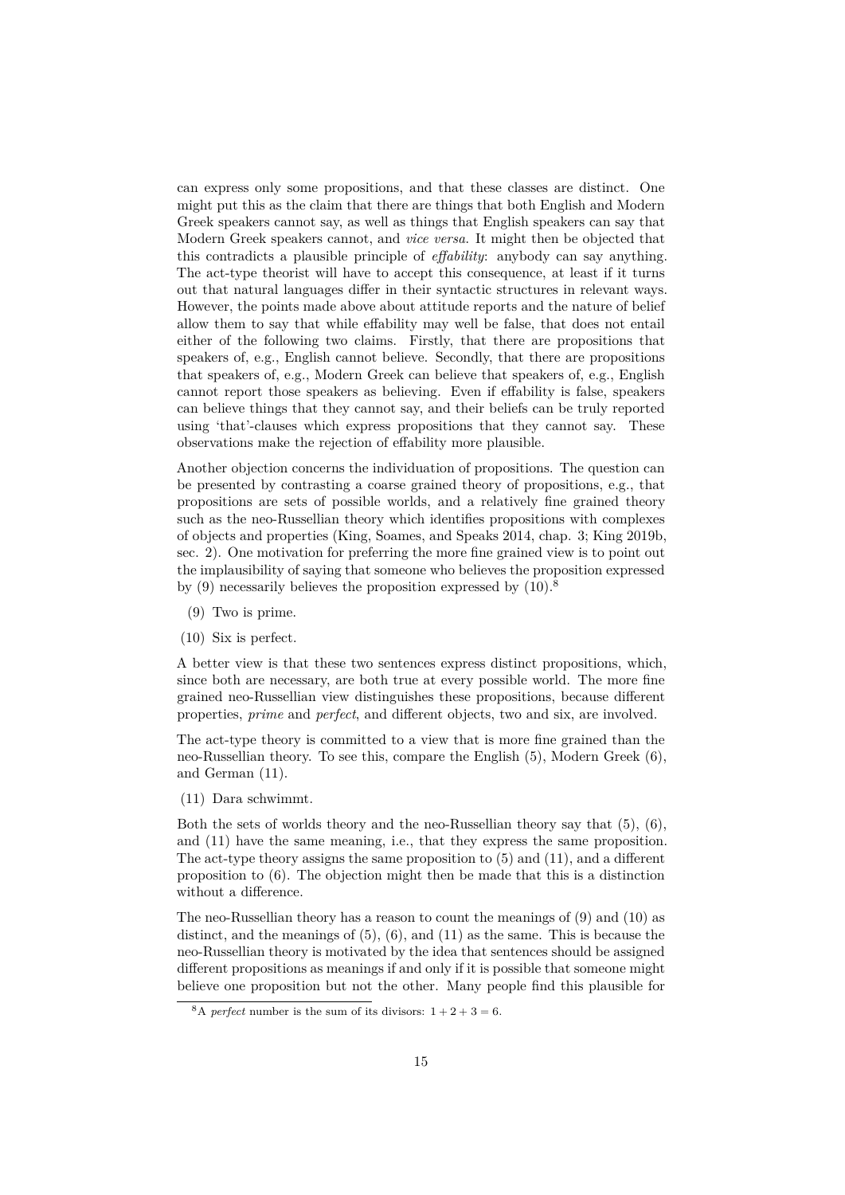can express only some propositions, and that these classes are distinct. One might put this as the claim that there are things that both English and Modern Greek speakers cannot say, as well as things that English speakers can say that Modern Greek speakers cannot, and *vice versa*. It might then be objected that this contradicts a plausible principle of *effability*: anybody can say anything. The act-type theorist will have to accept this consequence, at least if it turns out that natural languages differ in their syntactic structures in relevant ways. However, the points made above about attitude reports and the nature of belief allow them to say that while effability may well be false, that does not entail either of the following two claims. Firstly, that there are propositions that speakers of, e.g., English cannot believe. Secondly, that there are propositions that speakers of, e.g., Modern Greek can believe that speakers of, e.g., English cannot report those speakers as believing. Even if effability is false, speakers can believe things that they cannot say, and their beliefs can be truly reported using 'that'-clauses which express propositions that they cannot say. These observations make the rejection of effability more plausible.

Another objection concerns the individuation of propositions. The question can be presented by contrasting a coarse grained theory of propositions, e.g., that propositions are sets of possible worlds, and a relatively fine grained theory such as the neo-Russellian theory which identifies propositions with complexes of objects and properties (King, Soames, and Speaks 2014, chap. 3; King 2019b, sec. 2). One motivation for preferring the more fine grained view is to point out the implausibility of saying that someone who believes the proposition expressed by (9) necessarily believes the proposition expressed by (10).[8]

(9) Two is prime.

(10) Six is perfect.

A better view is that these two sentences express distinct propositions, which, since both are necessary, are both true at every possible world. The more fine grained neo-Russellian view distinguishes these propositions, because different properties, *prime* and *perfect*, and different objects, two and six, are involved.

The act-type theory is committed to a view that is more fine grained than the neo-Russellian theory. To see this, compare the English (5), Modern Greek (6), and German (11).

(11) Dara schwimmt.

Both the sets of worlds theory and the neo-Russellian theory say that (5), (6), and (11) have the same meaning, i.e., that they express the same proposition. The act-type theory assigns the same proposition to (5) and (11), and a different proposition to (6). The objection might then be made that this is a distinction without a difference.

The neo-Russellian theory has a reason to count the meanings of (9) and (10) as distinct, and the meanings of (5), (6), and (11) as the same. This is because the neo-Russellian theory is motivated by the idea that sentences should be assigned different propositions as meanings if and only if it is possible that someone might believe one proposition but not the other. Many people find this plausible for

[8] A *perfect* number is the sum of its divisors: $1 + 2 + 3 = 6$.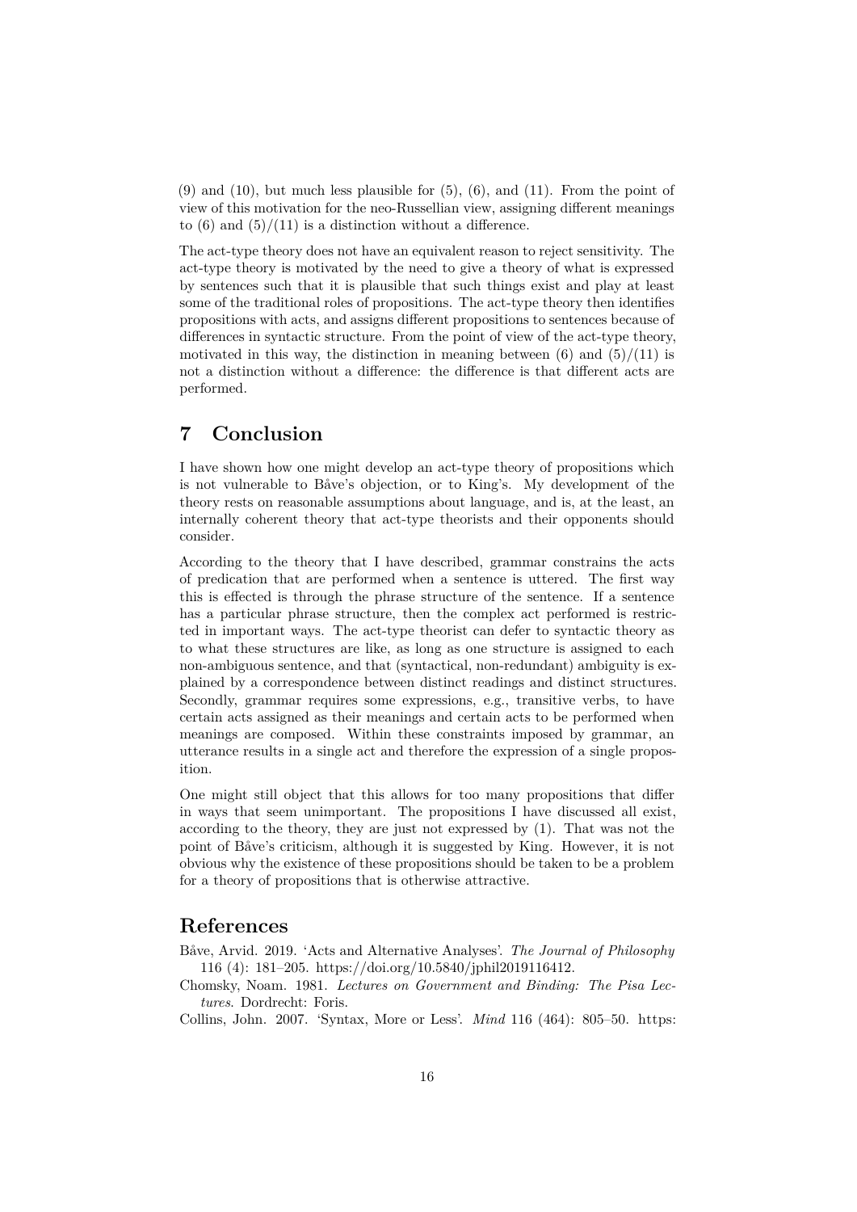(9) and (10), but much less plausible for (5), (6), and (11). From the point of view of this motivation for the neo-Russellian view, assigning different meanings to (6) and (5)/(11) is a distinction without a difference.

The act-type theory does not have an equivalent reason to reject sensitivity. The act-type theory is motivated by the need to give a theory of what is expressed by sentences such that it is plausible that such things exist and play at least some of the traditional roles of propositions. The act-type theory then identifies propositions with acts, and assigns different propositions to sentences because of differences in syntactic structure. From the point of view of the act-type theory, motivated in this way, the distinction in meaning between (6) and (5)/(11) is not a distinction without a difference: the difference is that different acts are performed.

## 7 Conclusion

I have shown how one might develop an act-type theory of propositions which is not vulnerable to Båve's objection, or to King's. My development of the theory rests on reasonable assumptions about language, and is, at the least, an internally coherent theory that act-type theorists and their opponents should consider.

According to the theory that I have described, grammar constrains the acts of predication that are performed when a sentence is uttered. The first way this is effected is through the phrase structure of the sentence. If a sentence has a particular phrase structure, then the complex act performed is restricted in important ways. The act-type theorist can defer to syntactic theory as to what these structures are like, as long as one structure is assigned to each non-ambiguous sentence, and that (syntactical, non-redundant) ambiguity is explained by a correspondence between distinct readings and distinct structures. Secondly, grammar requires some expressions, e.g., transitive verbs, to have certain acts assigned as their meanings and certain acts to be performed when meanings are composed. Within these constraints imposed by grammar, an utterance results in a single act and therefore the expression of a single proposition.

One might still object that this allows for too many propositions that differ in ways that seem unimportant. The propositions I have discussed all exist, according to the theory, they are just not expressed by (1). That was not the point of Båve's criticism, although it is suggested by King. However, it is not obvious why the existence of these propositions should be taken to be a problem for a theory of propositions that is otherwise attractive.

## References

Båve, Arvid. 2019. 'Acts and Alternative Analyses'. *The Journal of Philosophy* 116 (4): 181–205. https://doi.org/10.5840/jphil2019116412.

Chomsky, Noam. 1981. *Lectures on Government and Binding: The Pisa Lectures*. Dordrecht: Foris.

Collins, John. 2007. 'Syntax, More or Less'. *Mind* 116 (464): 805–50. https: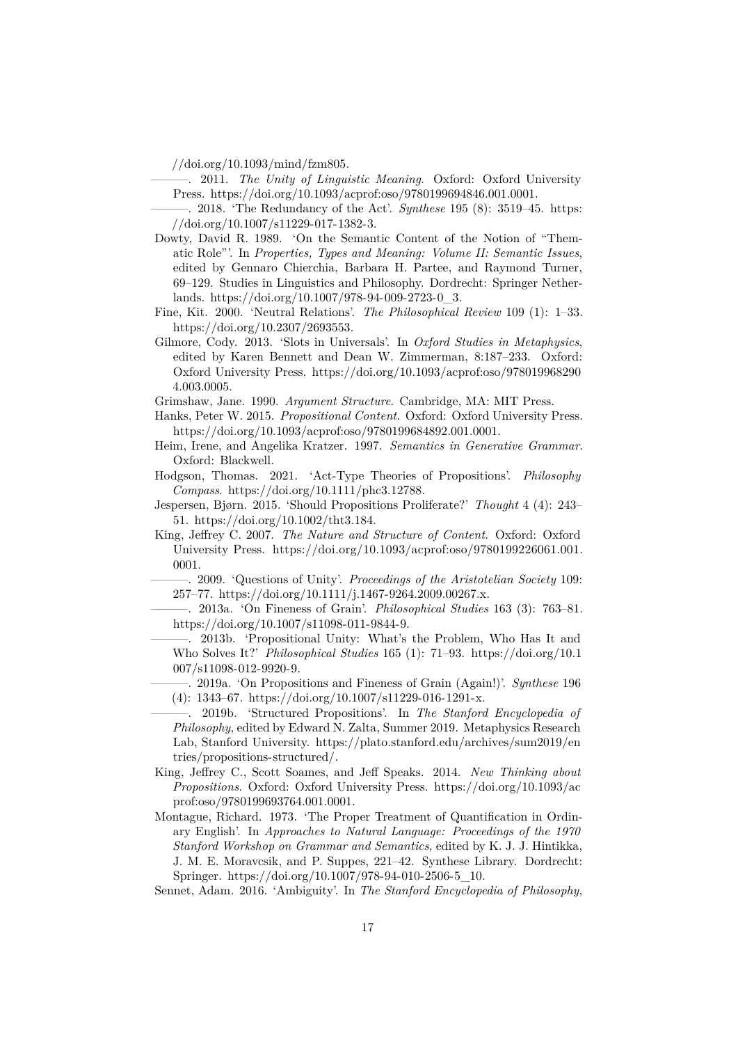//doi.org/10.1093/mind/fzm805.

———. 2011. *The Unity of Linguistic Meaning*. Oxford: Oxford University Press. https://doi.org/10.1093/acprof:oso/9780199694846.001.0001.

———. 2018. 'The Redundancy of the Act'. *Synthese* 195 (8): 3519–45. https://doi.org/10.1007/s11229-017-1382-3.

Dowty, David R. 1989. 'On the Semantic Content of the Notion of "Thematic Role"'. In *Properties, Types and Meaning: Volume II: Semantic Issues*, edited by Gennaro Chierchia, Barbara H. Partee, and Raymond Turner, 69–129. Studies in Linguistics and Philosophy. Dordrecht: Springer Netherlands. https://doi.org/10.1007/978-94-009-2723-0_3.

Fine, Kit. 2000. 'Neutral Relations'. *The Philosophical Review* 109 (1): 1–33. https://doi.org/10.2307/2693553.

Gilmore, Cody. 2013. 'Slots in Universals'. In *Oxford Studies in Metaphysics*, edited by Karen Bennett and Dean W. Zimmerman, 8:187–233. Oxford: Oxford University Press. https://doi.org/10.1093/acprof:oso/9780199682904.003.0005.

Grimshaw, Jane. 1990. *Argument Structure*. Cambridge, MA: MIT Press.

Hanks, Peter W. 2015. *Propositional Content*. Oxford: Oxford University Press. https://doi.org/10.1093/acprof:oso/9780199684892.001.0001.

Heim, Irene, and Angelika Kratzer. 1997. *Semantics in Generative Grammar*. Oxford: Blackwell.

Hodgson, Thomas. 2021. 'Act-Type Theories of Propositions'. *Philosophy Compass*. https://doi.org/10.1111/phc3.12788.

Jespersen, Bjørn. 2015. 'Should Propositions Proliferate?' *Thought* 4 (4): 243–51. https://doi.org/10.1002/tht3.184.

King, Jeffrey C. 2007. *The Nature and Structure of Content*. Oxford: Oxford University Press. https://doi.org/10.1093/acprof:oso/9780199226061.001.0001.

———. 2009. 'Questions of Unity'. *Proceedings of the Aristotelian Society* 109: 257–77. https://doi.org/10.1111/j.1467-9264.2009.00267.x.

———. 2013a. 'On Fineness of Grain'. *Philosophical Studies* 163 (3): 763–81. https://doi.org/10.1007/s11098-011-9844-9.

———. 2013b. 'Propositional Unity: What's the Problem, Who Has It and Who Solves It?' *Philosophical Studies* 165 (1): 71–93. https://doi.org/10.1007/s11098-012-9920-9.

———. 2019a. 'On Propositions and Fineness of Grain (Again!)'. *Synthese* 196 (4): 1343–67. https://doi.org/10.1007/s11229-016-1291-x.

———. 2019b. 'Structured Propositions'. In *The Stanford Encyclopedia of Philosophy*, edited by Edward N. Zalta, Summer 2019. Metaphysics Research Lab, Stanford University. https://plato.stanford.edu/archives/sum2019/entries/propositions-structured/.

King, Jeffrey C., Scott Soames, and Jeff Speaks. 2014. *New Thinking about Propositions*. Oxford: Oxford University Press. https://doi.org/10.1093/acprof:oso/9780199693764.001.0001.

Montague, Richard. 1973. 'The Proper Treatment of Quantification in Ordinary English'. In *Approaches to Natural Language: Proceedings of the 1970 Stanford Workshop on Grammar and Semantics*, edited by K. J. J. Hintikka, J. M. E. Moravcsik, and P. Suppes, 221–42. Synthese Library. Dordrecht: Springer. https://doi.org/10.1007/978-94-010-2506-5_10.

Sennet, Adam. 2016. 'Ambiguity'. In *The Stanford Encyclopedia of Philosophy*,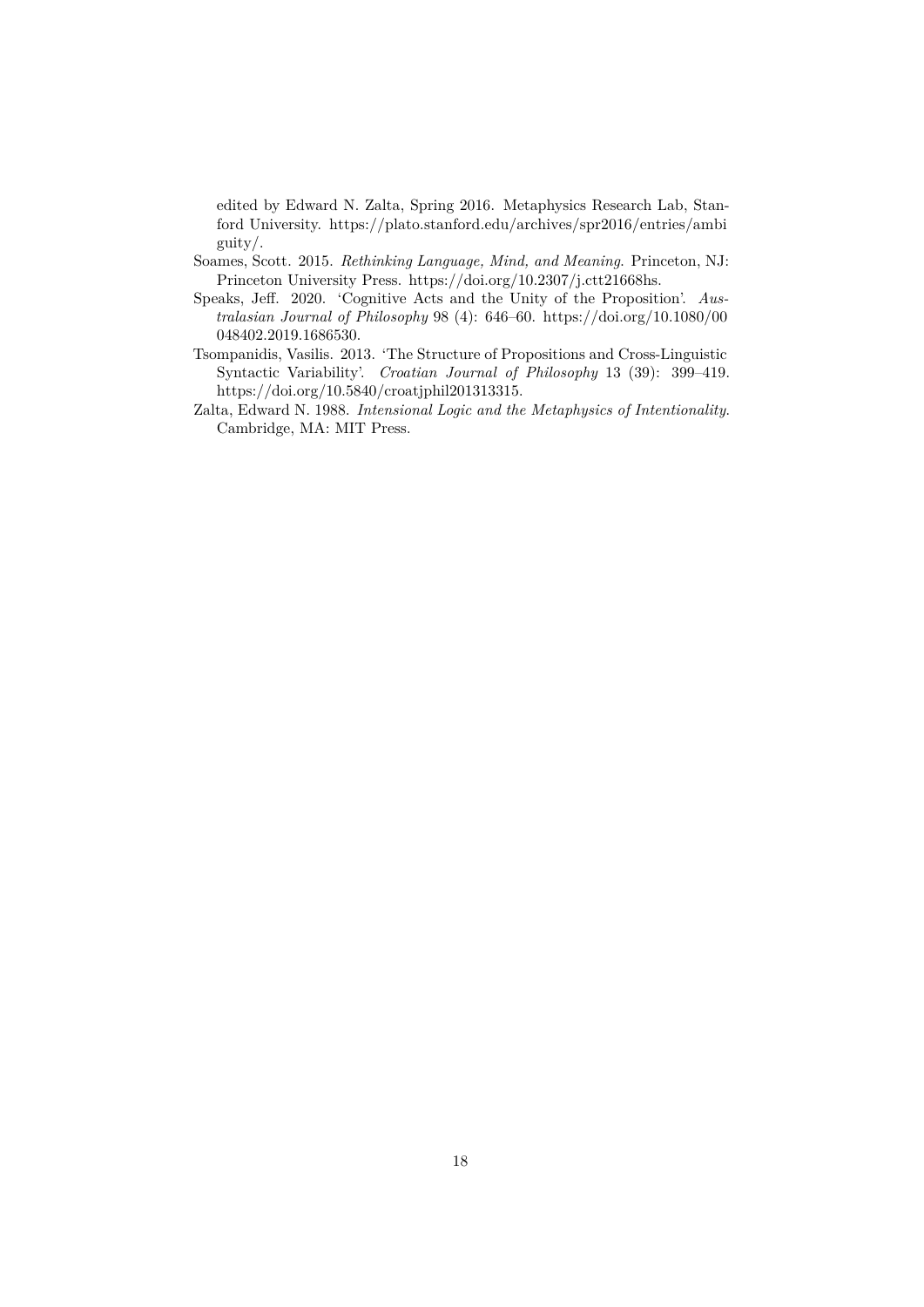edited by Edward N. Zalta, Spring 2016. Metaphysics Research Lab, Stanford University. https://plato.stanford.edu/archives/spr2016/entries/ambiguity/.

Soames, Scott. 2015. *Rethinking Language, Mind, and Meaning*. Princeton, NJ: Princeton University Press. https://doi.org/10.2307/j.ctt21668hs.

Speaks, Jeff. 2020. 'Cognitive Acts and the Unity of the Proposition'. *Australasian Journal of Philosophy* 98 (4): 646–60. https://doi.org/10.1080/00048402.2019.1686530.

Tsompanidis, Vasilis. 2013. 'The Structure of Propositions and Cross-Linguistic Syntactic Variability'. *Croatian Journal of Philosophy* 13 (39): 399–419. https://doi.org/10.5840/croatjphil201313315.

Zalta, Edward N. 1988. *Intensional Logic and the Metaphysics of Intentionality*. Cambridge, MA: MIT Press.